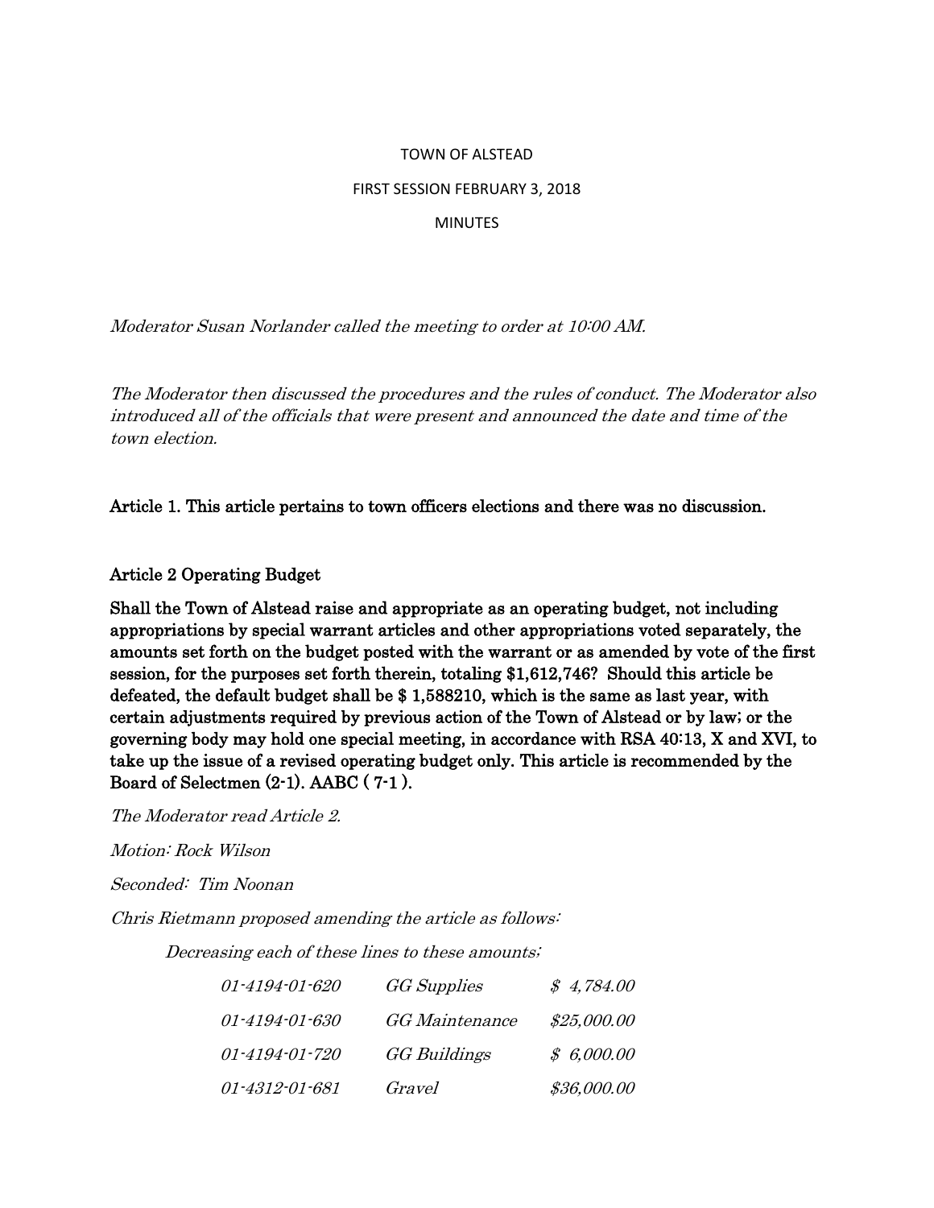TOWN OF ALSTEAD

FIRST SESSION FEBRUARY 3, 2018

MINUTES

*Moderator Susan Norlander called the meeting to order at 10:00 AM.*

*The Moderator then discussed the procedures and the rules of conduct. The Moderator also introduced all of the officials that were present and announced the date and time of the town election.*

**Article 1. This article pertains to town officers elections and there was no discussion.**

**Article 2 Operating Budget**

**Shall the Town of Alstead raise and appropriate as an operating budget, not including appropriations by special warrant articles and other appropriations voted separately, the amounts set forth on the budget posted with the warrant or as amended by vote of the first session, for the purposes set forth therein, totaling $1,612,746? Should this article be defeated, the default budget shall be $ 1,588210, which is the same as last year, with certain adjustments required by previous action of the Town of Alstead or by law; or the governing body may hold one special meeting, in accordance with RSA 40:13, X and XVI, to take up the issue of a revised operating budget only. This article is recommended by the Board of Selectmen (2-1). AABC ( 7-1 ).**

*The Moderator read Article 2.*

*Motion: Rock Wilson*

*Seconded: Tim Noonan*

*Chris Rietmann proposed amending the article as follows:*

*Decreasing each of these lines to these amounts;*

| | | |
|---|---|---|
| *01-4194-01-620* | *GG Supplies* | *$ 4,784.00* |
| *01-4194-01-630* | *GG Maintenance* | *$25,000.00* |
| *01-4194-01-720* | *GG Buildings* | *$ 6,000.00* |
| *01-4312-01-681* | *Gravel* | *$36,000.00* |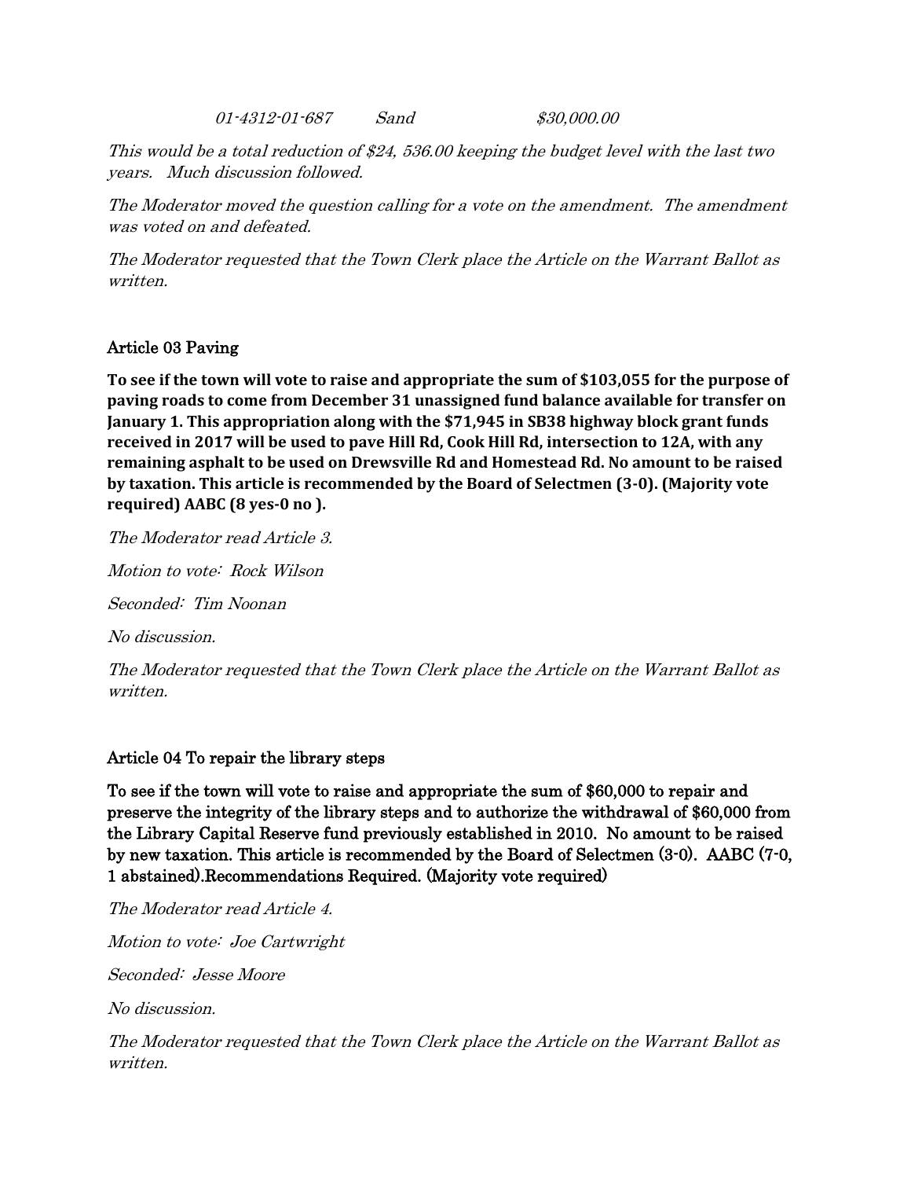*01-4312-01-687 Sand $30,000.00*

*This would be a total reduction of $24, 536.00 keeping the budget level with the last two years. Much discussion followed.*

*The Moderator moved the question calling for a vote on the amendment. The amendment was voted on and defeated.*

*The Moderator requested that the Town Clerk place the Article on the Warrant Ballot as written.*

### Article 03 Paving

**To see if the town will vote to raise and appropriate the sum of $103,055 for the purpose of paving roads to come from December 31 unassigned fund balance available for transfer on January 1. This appropriation along with the $71,945 in SB38 highway block grant funds received in 2017 will be used to pave Hill Rd, Cook Hill Rd, intersection to 12A, with any remaining asphalt to be used on Drewsville Rd and Homestead Rd. No amount to be raised by taxation. This article is recommended by the Board of Selectmen (3-0). (Majority vote required) AABC (8 yes-0 no ).**

*The Moderator read Article 3.*

*Motion to vote: Rock Wilson*

*Seconded: Tim Noonan*

*No discussion.*

*The Moderator requested that the Town Clerk place the Article on the Warrant Ballot as written.*

### Article 04 To repair the library steps

To see if the town will vote to raise and appropriate the sum of $60,000 to repair and preserve the integrity of the library steps and to authorize the withdrawal of $60,000 from the Library Capital Reserve fund previously established in 2010. No amount to be raised by new taxation. This article is recommended by the Board of Selectmen (3-0). AABC (7-0, 1 abstained).Recommendations Required. (Majority vote required)

*The Moderator read Article 4.*

*Motion to vote: Joe Cartwright*

*Seconded: Jesse Moore*

*No discussion.*

*The Moderator requested that the Town Clerk place the Article on the Warrant Ballot as written.*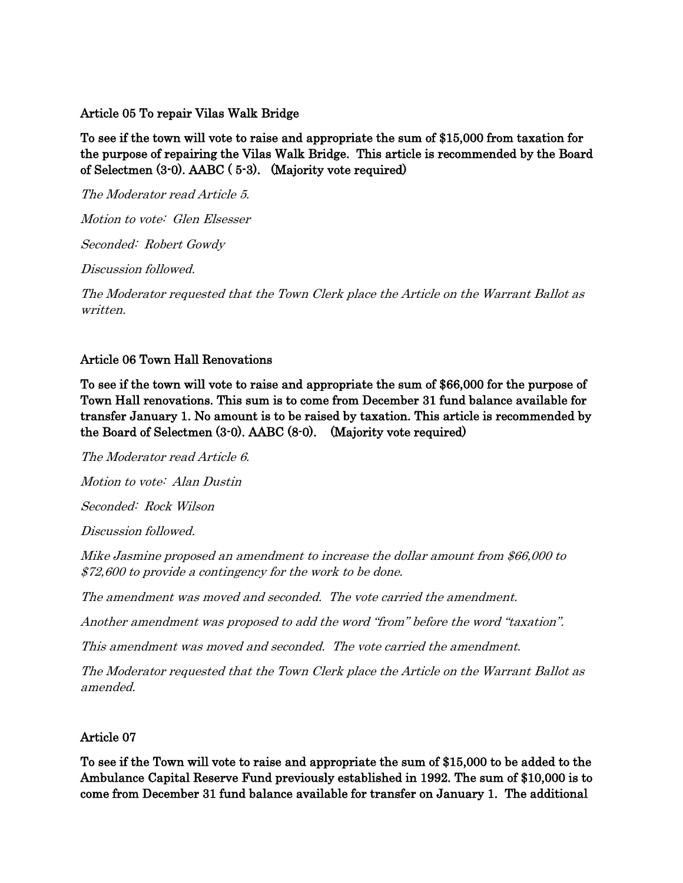**Article 05 To repair Vilas Walk Bridge**

**To see if the town will vote to raise and appropriate the sum of $15,000 from taxation for the purpose of repairing the Vilas Walk Bridge. This article is recommended by the Board of Selectmen (3-0). AABC ( 5-3). (Majority vote required)**

*The Moderator read Article 5.*

*Motion to vote: Glen Elsesser*

*Seconded: Robert Gowdy*

*Discussion followed.*

*The Moderator requested that the Town Clerk place the Article on the Warrant Ballot as written.*

**Article 06 Town Hall Renovations**

**To see if the town will vote to raise and appropriate the sum of $66,000 for the purpose of Town Hall renovations. This sum is to come from December 31 fund balance available for transfer January 1. No amount is to be raised by taxation. This article is recommended by the Board of Selectmen (3-0). AABC (8-0). (Majority vote required)**

*The Moderator read Article 6.*

*Motion to vote: Alan Dustin*

*Seconded: Rock Wilson*

*Discussion followed.*

*Mike Jasmine proposed an amendment to increase the dollar amount from $66,000 to $72,600 to provide a contingency for the work to be done.*

*The amendment was moved and seconded. The vote carried the amendment.*

*Another amendment was proposed to add the word "from" before the word "taxation".*

*This amendment was moved and seconded. The vote carried the amendment.*

*The Moderator requested that the Town Clerk place the Article on the Warrant Ballot as amended.*

**Article 07**

**To see if the Town will vote to raise and appropriate the sum of $15,000 to be added to the Ambulance Capital Reserve Fund previously established in 1992. The sum of $10,000 is to come from December 31 fund balance available for transfer on January 1. The additional**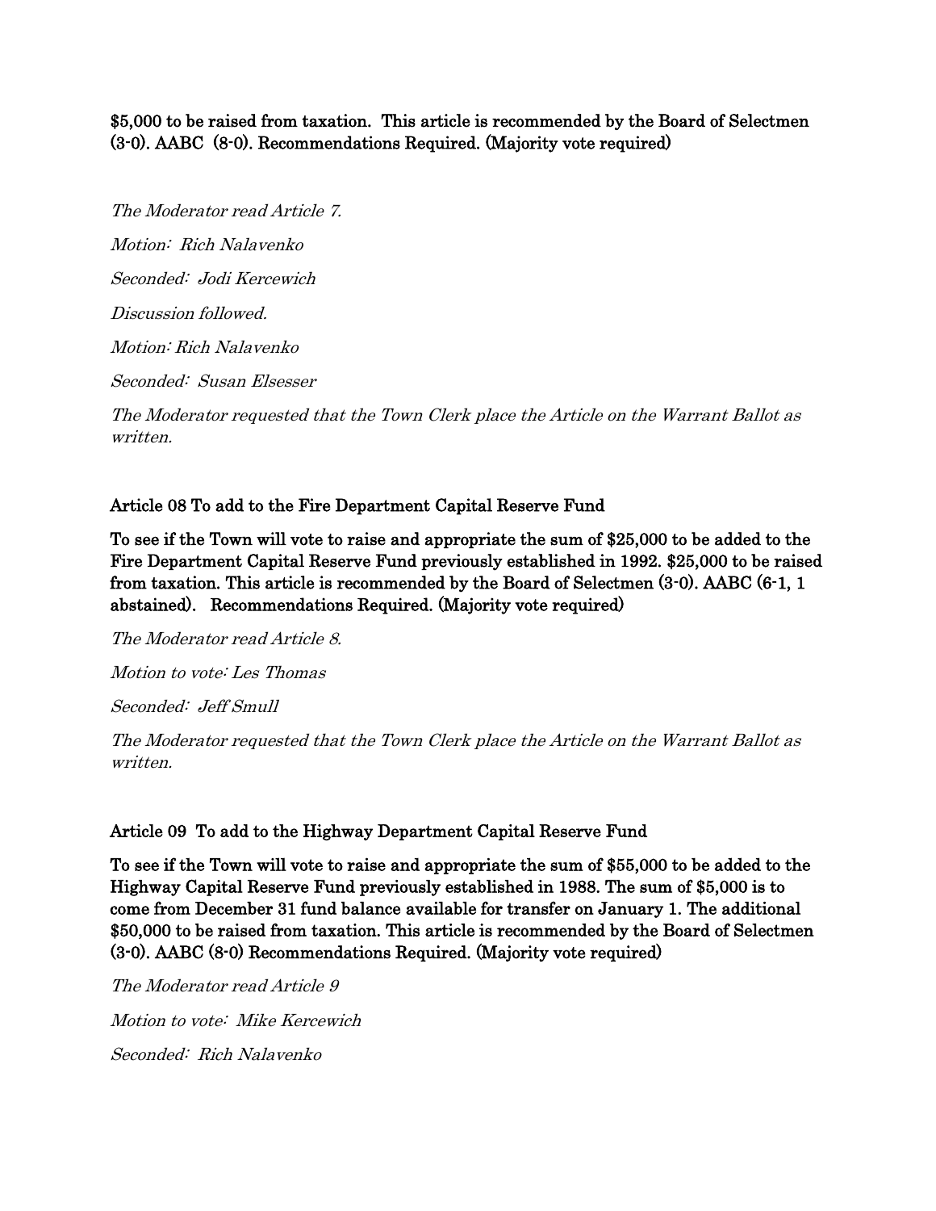**$5,000 to be raised from taxation. This article is recommended by the Board of Selectmen (3-0). AABC (8-0). Recommendations Required. (Majority vote required)**

*The Moderator read Article 7.*

*Motion: Rich Nalavenko*

*Seconded: Jodi Kercewich*

*Discussion followed.*

*Motion: Rich Nalavenko*

*Seconded: Susan Elsesser*

*The Moderator requested that the Town Clerk place the Article on the Warrant Ballot as written.*

**Article 08 To add to the Fire Department Capital Reserve Fund**

**To see if the Town will vote to raise and appropriate the sum of $25,000 to be added to the Fire Department Capital Reserve Fund previously established in 1992. $25,000 to be raised from taxation. This article is recommended by the Board of Selectmen (3-0). AABC (6-1, 1 abstained). Recommendations Required. (Majority vote required)**

*The Moderator read Article 8.*

*Motion to vote: Les Thomas*

*Seconded: Jeff Smull*

*The Moderator requested that the Town Clerk place the Article on the Warrant Ballot as written.*

**Article 09 To add to the Highway Department Capital Reserve Fund**

**To see if the Town will vote to raise and appropriate the sum of $55,000 to be added to the Highway Capital Reserve Fund previously established in 1988. The sum of $5,000 is to come from December 31 fund balance available for transfer on January 1. The additional $50,000 to be raised from taxation. This article is recommended by the Board of Selectmen (3-0). AABC (8-0) Recommendations Required. (Majority vote required)**

*The Moderator read Article 9*

*Motion to vote: Mike Kercewich*

*Seconded: Rich Nalavenko*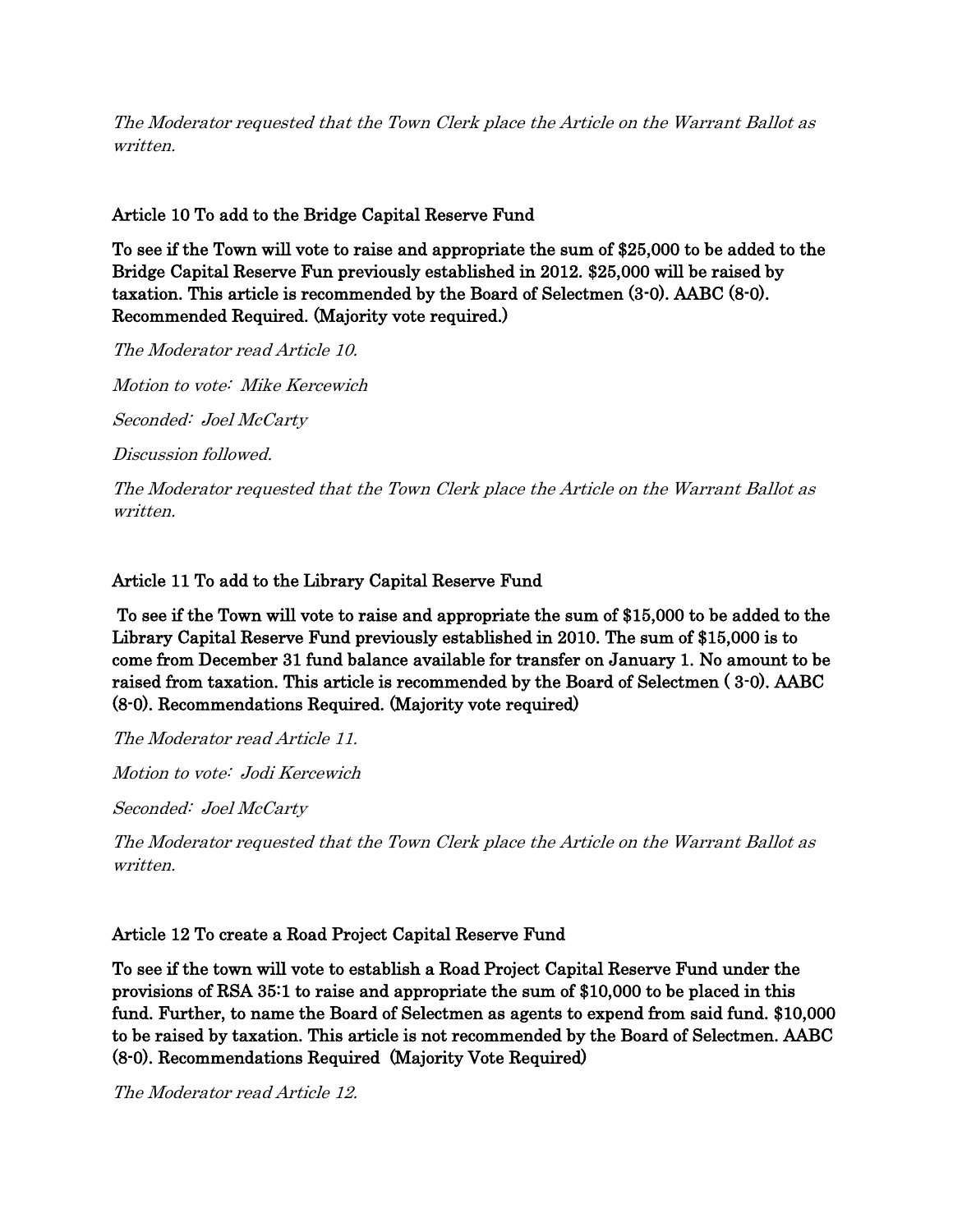*The Moderator requested that the Town Clerk place the Article on the Warrant Ballot as written.*

**Article 10 To add to the Bridge Capital Reserve Fund**

**To see if the Town will vote to raise and appropriate the sum of $25,000 to be added to the Bridge Capital Reserve Fun previously established in 2012. $25,000 will be raised by taxation. This article is recommended by the Board of Selectmen (3-0). AABC (8-0). Recommended Required. (Majority vote required.)**

*The Moderator read Article 10.*

*Motion to vote: Mike Kercewich*

*Seconded: Joel McCarty*

*Discussion followed.*

*The Moderator requested that the Town Clerk place the Article on the Warrant Ballot as written.*

**Article 11 To add to the Library Capital Reserve Fund**

**To see if the Town will vote to raise and appropriate the sum of $15,000 to be added to the Library Capital Reserve Fund previously established in 2010. The sum of $15,000 is to come from December 31 fund balance available for transfer on January 1. No amount to be raised from taxation. This article is recommended by the Board of Selectmen ( 3-0). AABC (8-0). Recommendations Required. (Majority vote required)**

*The Moderator read Article 11.*

*Motion to vote: Jodi Kercewich*

*Seconded: Joel McCarty*

*The Moderator requested that the Town Clerk place the Article on the Warrant Ballot as written.*

**Article 12 To create a Road Project Capital Reserve Fund**

**To see if the town will vote to establish a Road Project Capital Reserve Fund under the provisions of RSA 35:1 to raise and appropriate the sum of $10,000 to be placed in this fund. Further, to name the Board of Selectmen as agents to expend from said fund. $10,000 to be raised by taxation. This article is not recommended by the Board of Selectmen. AABC (8-0). Recommendations Required (Majority Vote Required)**

*The Moderator read Article 12.*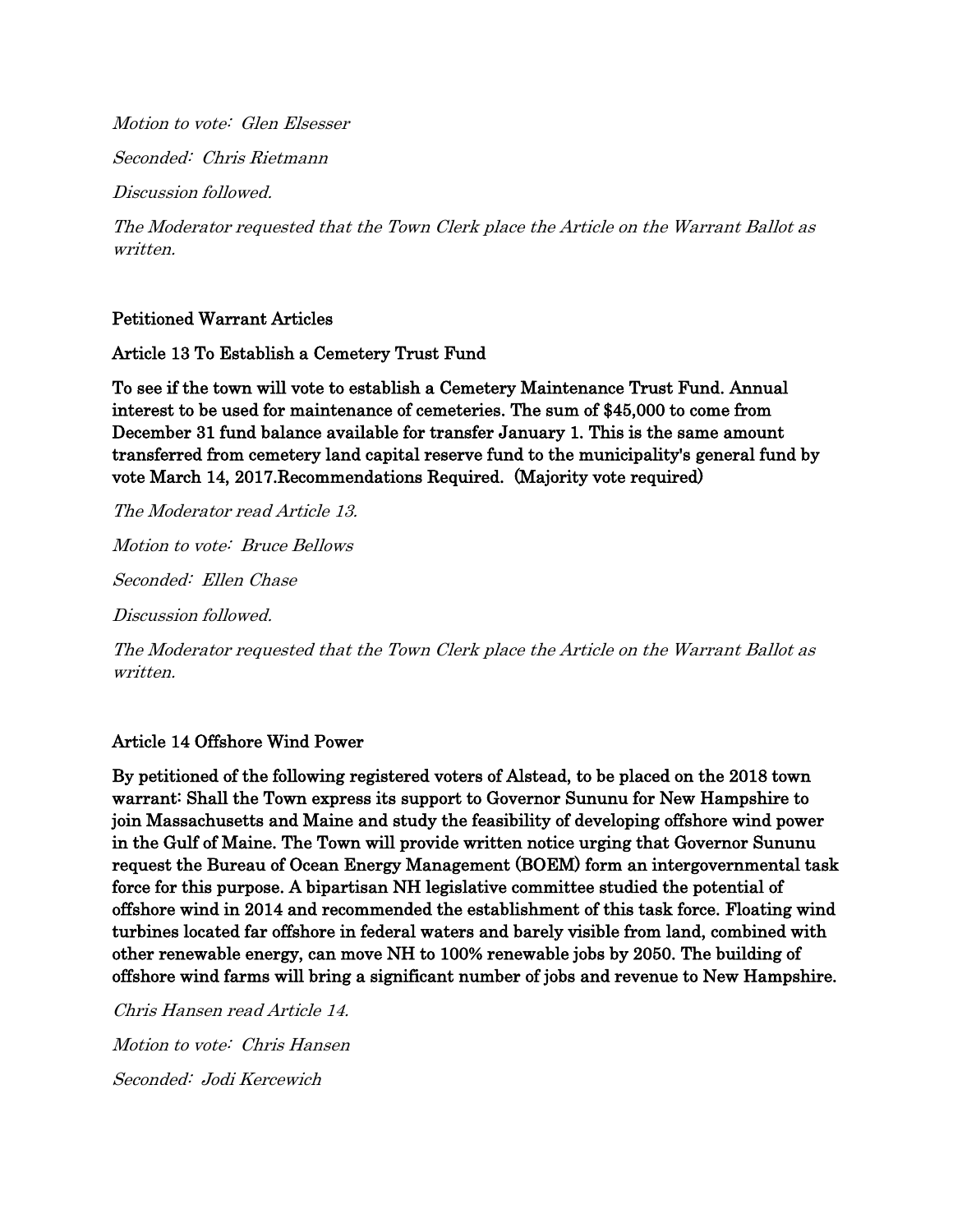*Motion to vote: Glen Elsesser*

*Seconded: Chris Rietmann*

*Discussion followed.*

*The Moderator requested that the Town Clerk place the Article on the Warrant Ballot as written.*

## Petitioned Warrant Articles

### Article 13 To Establish a Cemetery Trust Fund

**To see if the town will vote to establish a Cemetery Maintenance Trust Fund. Annual interest to be used for maintenance of cemeteries. The sum of $45,000 to come from December 31 fund balance available for transfer January 1. This is the same amount transferred from cemetery land capital reserve fund to the municipality's general fund by vote March 14, 2017.Recommendations Required. (Majority vote required)**

*The Moderator read Article 13.*

*Motion to vote: Bruce Bellows*

*Seconded: Ellen Chase*

*Discussion followed.*

*The Moderator requested that the Town Clerk place the Article on the Warrant Ballot as written.*

### Article 14 Offshore Wind Power

**By petitioned of the following registered voters of Alstead, to be placed on the 2018 town warrant: Shall the Town express its support to Governor Sununu for New Hampshire to join Massachusetts and Maine and study the feasibility of developing offshore wind power in the Gulf of Maine. The Town will provide written notice urging that Governor Sununu request the Bureau of Ocean Energy Management (BOEM) form an intergovernmental task force for this purpose. A bipartisan NH legislative committee studied the potential of offshore wind in 2014 and recommended the establishment of this task force. Floating wind turbines located far offshore in federal waters and barely visible from land, combined with other renewable energy, can move NH to 100% renewable jobs by 2050. The building of offshore wind farms will bring a significant number of jobs and revenue to New Hampshire.**

*Chris Hansen read Article 14.*

*Motion to vote: Chris Hansen*

*Seconded: Jodi Kercewich*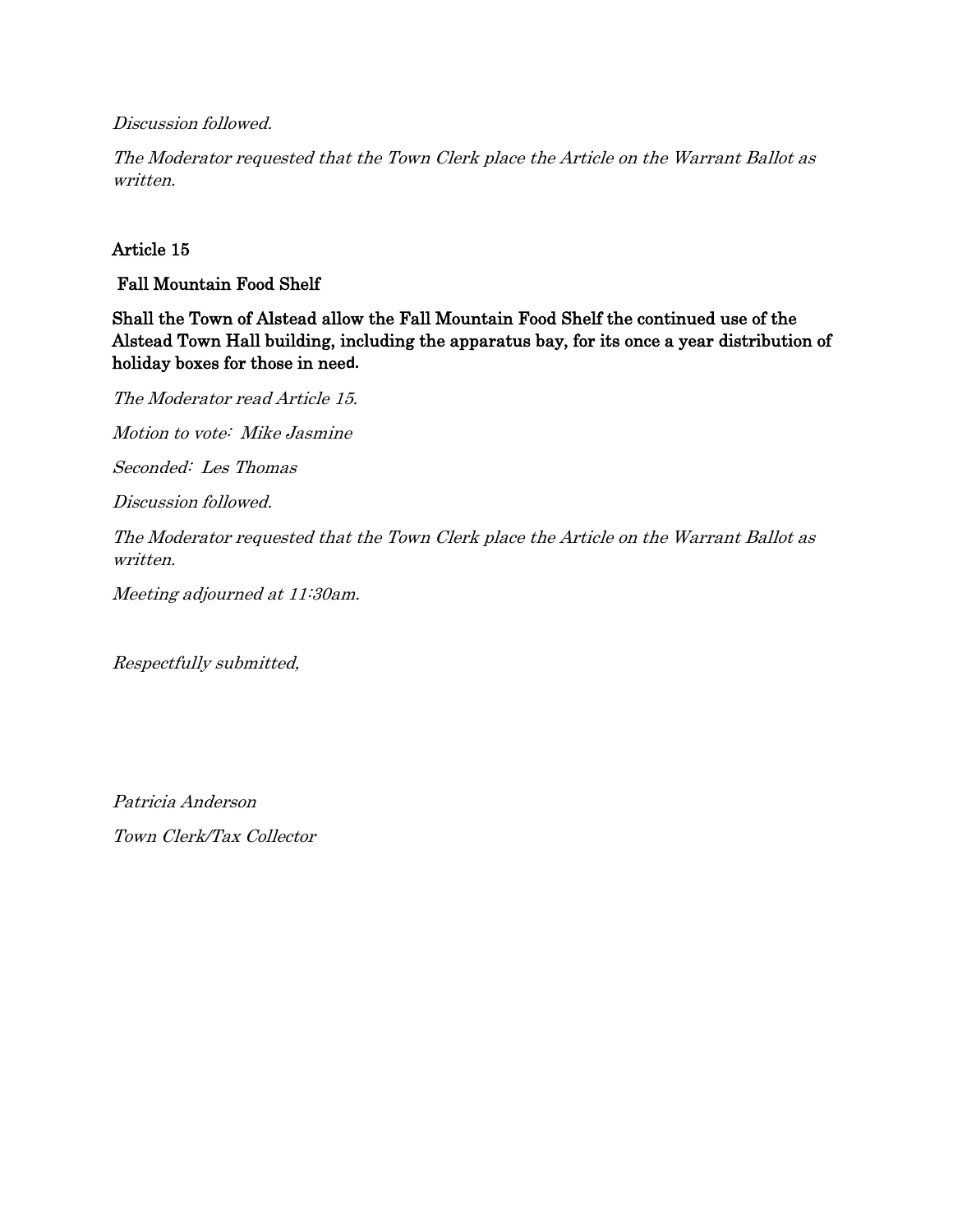*Discussion followed.*

*The Moderator requested that the Town Clerk place the Article on the Warrant Ballot as written.*

**Article 15**

**Fall Mountain Food Shelf**

**Shall the Town of Alstead allow the Fall Mountain Food Shelf the continued use of the Alstead Town Hall building, including the apparatus bay, for its once a year distribution of holiday boxes for those in need.**

*The Moderator read Article 15.*

*Motion to vote: Mike Jasmine*

*Seconded: Les Thomas*

*Discussion followed.*

*The Moderator requested that the Town Clerk place the Article on the Warrant Ballot as written.*

*Meeting adjourned at 11:30am.*

*Respectfully submitted,*

*Patricia Anderson*

*Town Clerk/Tax Collector*